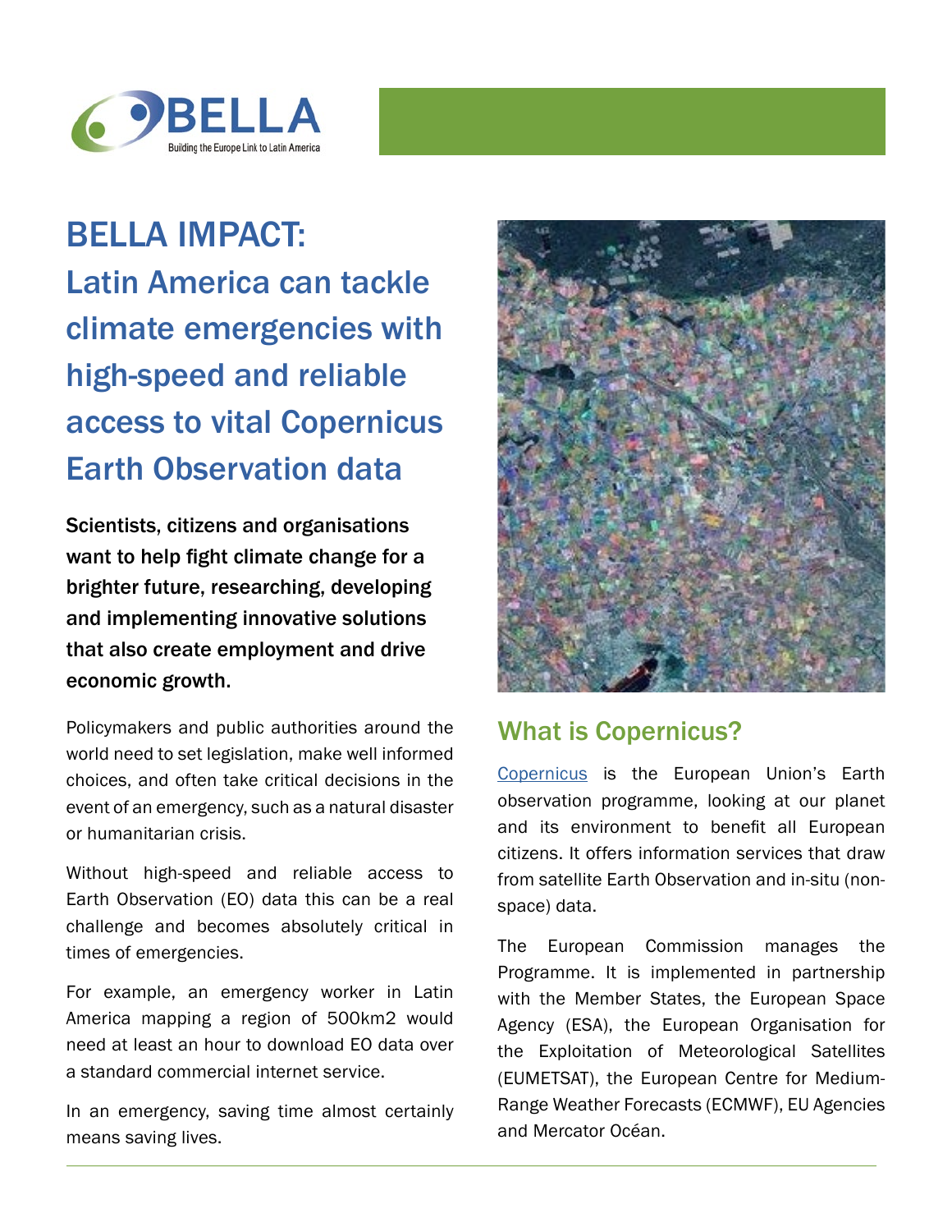# BELLA IMPACT:

## Latin America can tackle climate emergencies with high-speed and reliable access to vital Copernicus Earth Observation data

**Scientists, citizens and organisations want to help fight climate change for a brighter future, researching, developing and implementing innovative solutions that also create employment and drive economic growth.**

Policymakers and public authorities around the world need to set legislation, make well informed choices, and often take critical decisions in the event of an emergency, such as a natural disaster or humanitarian crisis.

Without high-speed and reliable access to Earth Observation (EO) data this can be a real challenge and becomes absolutely critical in times of emergencies.

For example, an emergency worker in Latin America mapping a region of 500km2 would need at least an hour to download EO data over a standard commercial internet service.

In an emergency, saving time almost certainly means saving lives.

## What is Copernicus?

Copernicus is the European Union's Earth observation programme, looking at our planet and its environment to benefit all European citizens. It offers information services that draw from satellite Earth Observation and in-situ (non-space) data.

The European Commission manages the Programme. It is implemented in partnership with the Member States, the European Space Agency (ESA), the European Organisation for the Exploitation of Meteorological Satellites (EUMETSAT), the European Centre for Medium-Range Weather Forecasts (ECMWF), EU Agencies and Mercator Océan.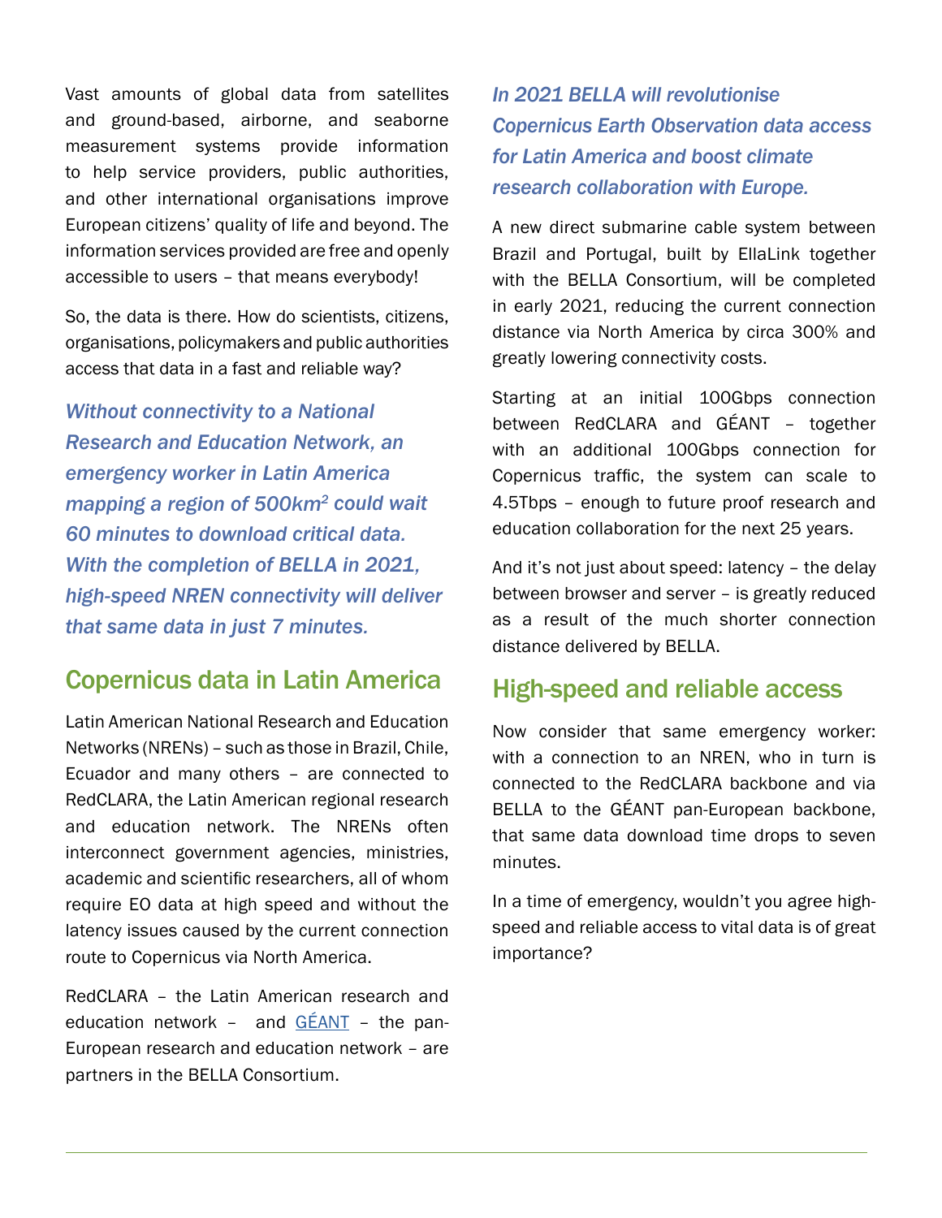Vast amounts of global data from satellites and ground-based, airborne, and seaborne measurement systems provide information to help service providers, public authorities, and other international organisations improve European citizens' quality of life and beyond. The information services provided are free and openly accessible to users – that means everybody!

So, the data is there. How do scientists, citizens, organisations, policymakers and public authorities access that data in a fast and reliable way?

*Without connectivity to a National Research and Education Network, an emergency worker in Latin America mapping a region of 500km² could wait 60 minutes to download critical data. With the completion of BELLA in 2021, high-speed NREN connectivity will deliver that same data in just 7 minutes.*

## Copernicus data in Latin America

Latin American National Research and Education Networks (NRENs) – such as those in Brazil, Chile, Ecuador and many others – are connected to RedCLARA, the Latin American regional research and education network. The NRENs often interconnect government agencies, ministries, academic and scientific researchers, all of whom require EO data at high speed and without the latency issues caused by the current connection route to Copernicus via North America.

RedCLARA – the Latin American research and education network – and GÉANT – the pan-European research and education network – are partners in the BELLA Consortium.

*In 2021 BELLA will revolutionise Copernicus Earth Observation data access for Latin America and boost climate research collaboration with Europe.*

A new direct submarine cable system between Brazil and Portugal, built by EllaLink together with the BELLA Consortium, will be completed in early 2021, reducing the current connection distance via North America by circa 300% and greatly lowering connectivity costs.

Starting at an initial 100Gbps connection between RedCLARA and GÉANT – together with an additional 100Gbps connection for Copernicus traffic, the system can scale to 4.5Tbps – enough to future proof research and education collaboration for the next 25 years.

And it's not just about speed: latency – the delay between browser and server – is greatly reduced as a result of the much shorter connection distance delivered by BELLA.

## High-speed and reliable access

Now consider that same emergency worker: with a connection to an NREN, who in turn is connected to the RedCLARA backbone and via BELLA to the GÉANT pan-European backbone, that same data download time drops to seven minutes.

In a time of emergency, wouldn't you agree high-speed and reliable access to vital data is of great importance?